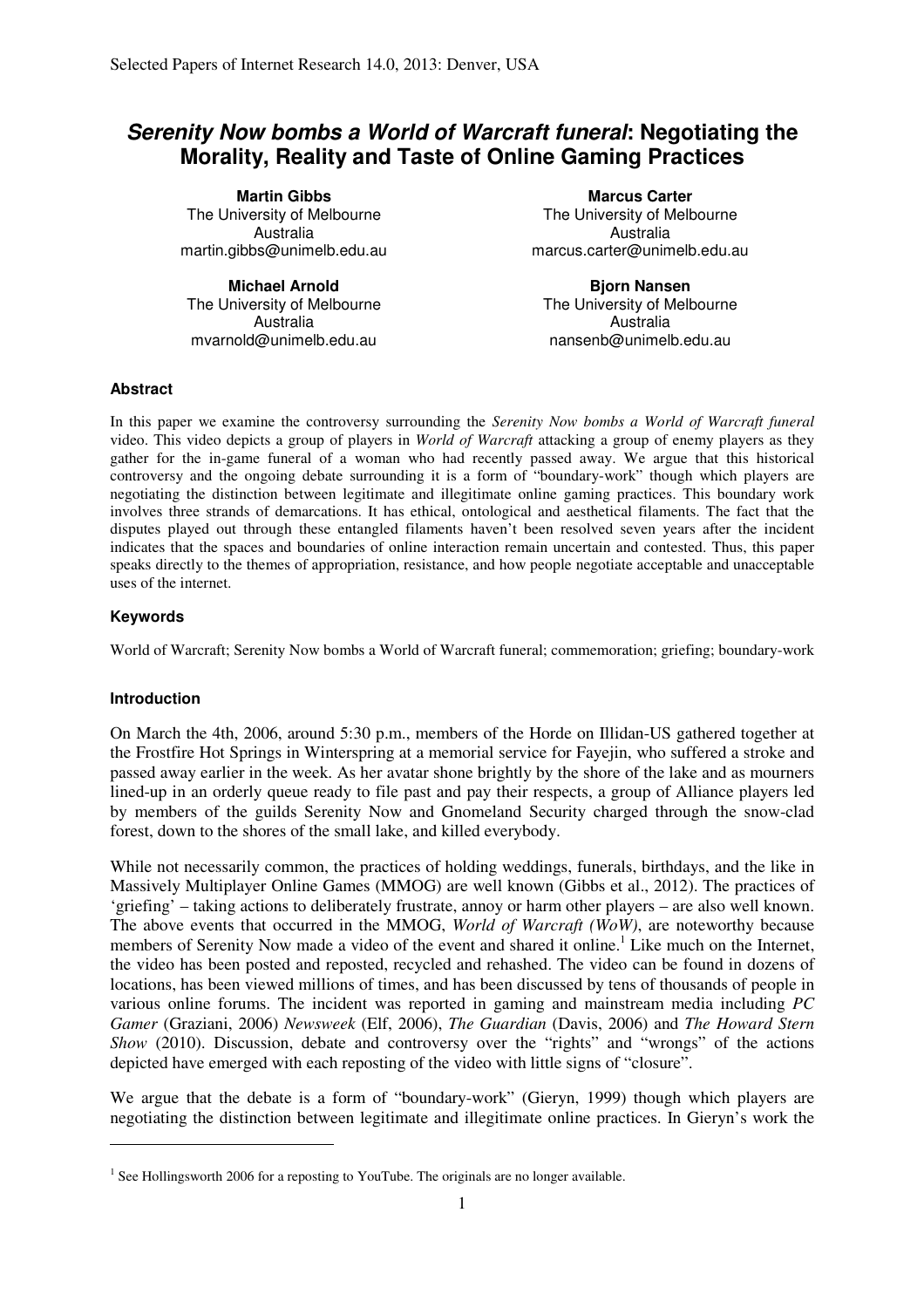# *Serenity Now bombs a World of Warcraft funeral*: Negotiating the Morality, Reality and Taste of Online Gaming Practices

**Martin Gibbs**
The University of Melbourne
Australia
martin.gibbs@unimelb.edu.au

**Marcus Carter**
The University of Melbourne
Australia
marcus.carter@unimelb.edu.au

**Michael Arnold**
The University of Melbourne
Australia
mvarnold@unimelb.edu.au

**Bjorn Nansen**
The University of Melbourne
Australia
nansenb@unimelb.edu.au

### Abstract

In this paper we examine the controversy surrounding the *Serenity Now bombs a World of Warcraft funeral* video. This video depicts a group of players in *World of Warcraft* attacking a group of enemy players as they gather for the in-game funeral of a woman who had recently passed away. We argue that this historical controversy and the ongoing debate surrounding it is a form of "boundary-work" though which players are negotiating the distinction between legitimate and illegitimate online gaming practices. This boundary work involves three strands of demarcations. It has ethical, ontological and aesthetical filaments. The fact that the disputes played out through these entangled filaments haven't been resolved seven years after the incident indicates that the spaces and boundaries of online interaction remain uncertain and contested. Thus, this paper speaks directly to the themes of appropriation, resistance, and how people negotiate acceptable and unacceptable uses of the internet.

### Keywords

World of Warcraft; Serenity Now bombs a World of Warcraft funeral; commemoration; griefing; boundary-work

### Introduction

On March the 4th, 2006, around 5:30 p.m., members of the Horde on Illidan-US gathered together at the Frostfire Hot Springs in Winterspring at a memorial service for Fayejin, who suffered a stroke and passed away earlier in the week. As her avatar shone brightly by the shore of the lake and as mourners lined-up in an orderly queue ready to file past and pay their respects, a group of Alliance players led by members of the guilds Serenity Now and Gnomeland Security charged through the snow-clad forest, down to the shores of the small lake, and killed everybody.

While not necessarily common, the practices of holding weddings, funerals, birthdays, and the like in Massively Multiplayer Online Games (MMOG) are well known (Gibbs et al., 2012). The practices of 'griefing' – taking actions to deliberately frustrate, annoy or harm other players – are also well known. The above events that occurred in the MMOG, *World of Warcraft (WoW)*, are noteworthy because members of Serenity Now made a video of the event and shared it online.[1] Like much on the Internet, the video has been posted and reposted, recycled and rehashed. The video can be found in dozens of locations, has been viewed millions of times, and has been discussed by tens of thousands of people in various online forums. The incident was reported in gaming and mainstream media including *PC Gamer* (Graziani, 2006) *Newsweek* (Elf, 2006), *The Guardian* (Davis, 2006) and *The Howard Stern Show* (2010). Discussion, debate and controversy over the "rights" and "wrongs" of the actions depicted have emerged with each reposting of the video with little signs of "closure".

We argue that the debate is a form of "boundary-work" (Gieryn, 1999) though which players are negotiating the distinction between legitimate and illegitimate online practices. In Gieryn's work the

[1] See Hollingsworth 2006 for a reposting to YouTube. The originals are no longer available.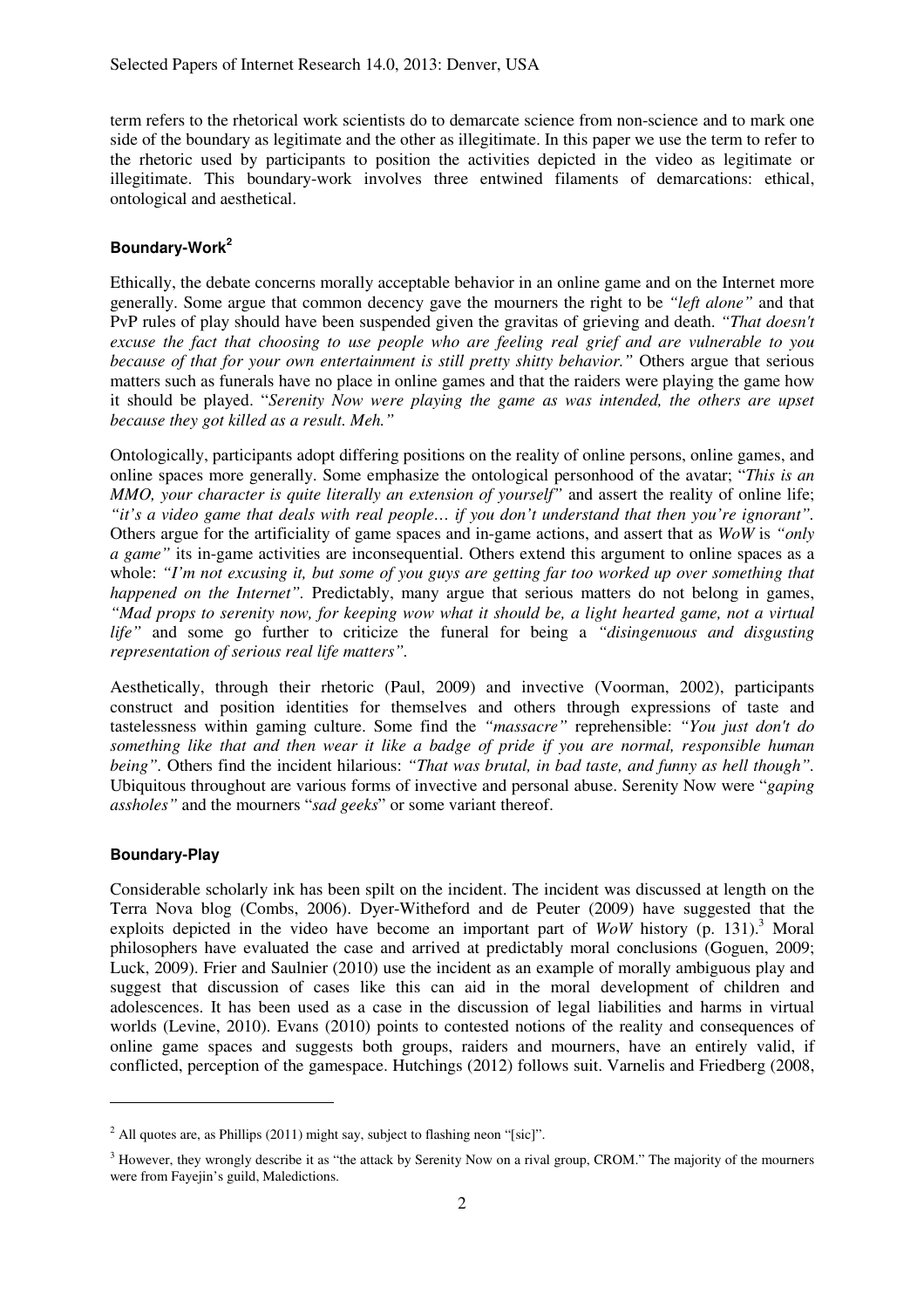term refers to the rhetorical work scientists do to demarcate science from non-science and to mark one side of the boundary as legitimate and the other as illegitimate. In this paper we use the term to refer to the rhetoric used by participants to position the activities depicted in the video as legitimate or illegitimate. This boundary-work involves three entwined filaments of demarcations: ethical, ontological and aesthetical.

## Boundary-Work[2]

Ethically, the debate concerns morally acceptable behavior in an online game and on the Internet more generally. Some argue that common decency gave the mourners the right to be *"left alone"* and that PvP rules of play should have been suspended given the gravitas of grieving and death. *"That doesn't excuse the fact that choosing to use people who are feeling real grief and are vulnerable to you because of that for your own entertainment is still pretty shitty behavior."* Others argue that serious matters such as funerals have no place in online games and that the raiders were playing the game how it should be played. "*Serenity Now were playing the game as was intended, the others are upset because they got killed as a result. Meh."*

Ontologically, participants adopt differing positions on the reality of online persons, online games, and online spaces more generally. Some emphasize the ontological personhood of the avatar; "*This is an MMO, your character is quite literally an extension of yourself"* and assert the reality of online life; *"it's a video game that deals with real people… if you don't understand that then you're ignorant".* Others argue for the artificiality of game spaces and in-game actions, and assert that as *WoW* is *"only a game"* its in-game activities are inconsequential. Others extend this argument to online spaces as a whole: *"I'm not excusing it, but some of you guys are getting far too worked up over something that happened on the Internet".* Predictably, many argue that serious matters do not belong in games, *"Mad props to serenity now, for keeping wow what it should be, a light hearted game, not a virtual life"* and some go further to criticize the funeral for being a *"disingenuous and disgusting representation of serious real life matters".*

Aesthetically, through their rhetoric (Paul, 2009) and invective (Voorman, 2002), participants construct and position identities for themselves and others through expressions of taste and tastelessness within gaming culture. Some find the *"massacre"* reprehensible: *"You just don't do something like that and then wear it like a badge of pride if you are normal, responsible human being".* Others find the incident hilarious: *"That was brutal, in bad taste, and funny as hell though".* Ubiquitous throughout are various forms of invective and personal abuse. Serenity Now were "*gaping assholes"* and the mourners "*sad geeks*" or some variant thereof.

## Boundary-Play

Considerable scholarly ink has been spilt on the incident. The incident was discussed at length on the Terra Nova blog (Combs, 2006). Dyer-Witheford and de Peuter (2009) have suggested that the exploits depicted in the video have become an important part of *WoW* history (p. 131).[3] Moral philosophers have evaluated the case and arrived at predictably moral conclusions (Goguen, 2009; Luck, 2009). Frier and Saulnier (2010) use the incident as an example of morally ambiguous play and suggest that discussion of cases like this can aid in the moral development of children and adolescences. It has been used as a case in the discussion of legal liabilities and harms in virtual worlds (Levine, 2010). Evans (2010) points to contested notions of the reality and consequences of online game spaces and suggests both groups, raiders and mourners, have an entirely valid, if conflicted, perception of the gamespace. Hutchings (2012) follows suit. Varnelis and Friedberg (2008,

---

[2] All quotes are, as Phillips (2011) might say, subject to flashing neon "[sic]".

[3] However, they wrongly describe it as "the attack by Serenity Now on a rival group, CROM." The majority of the mourners were from Fayejin's guild, Maledictions.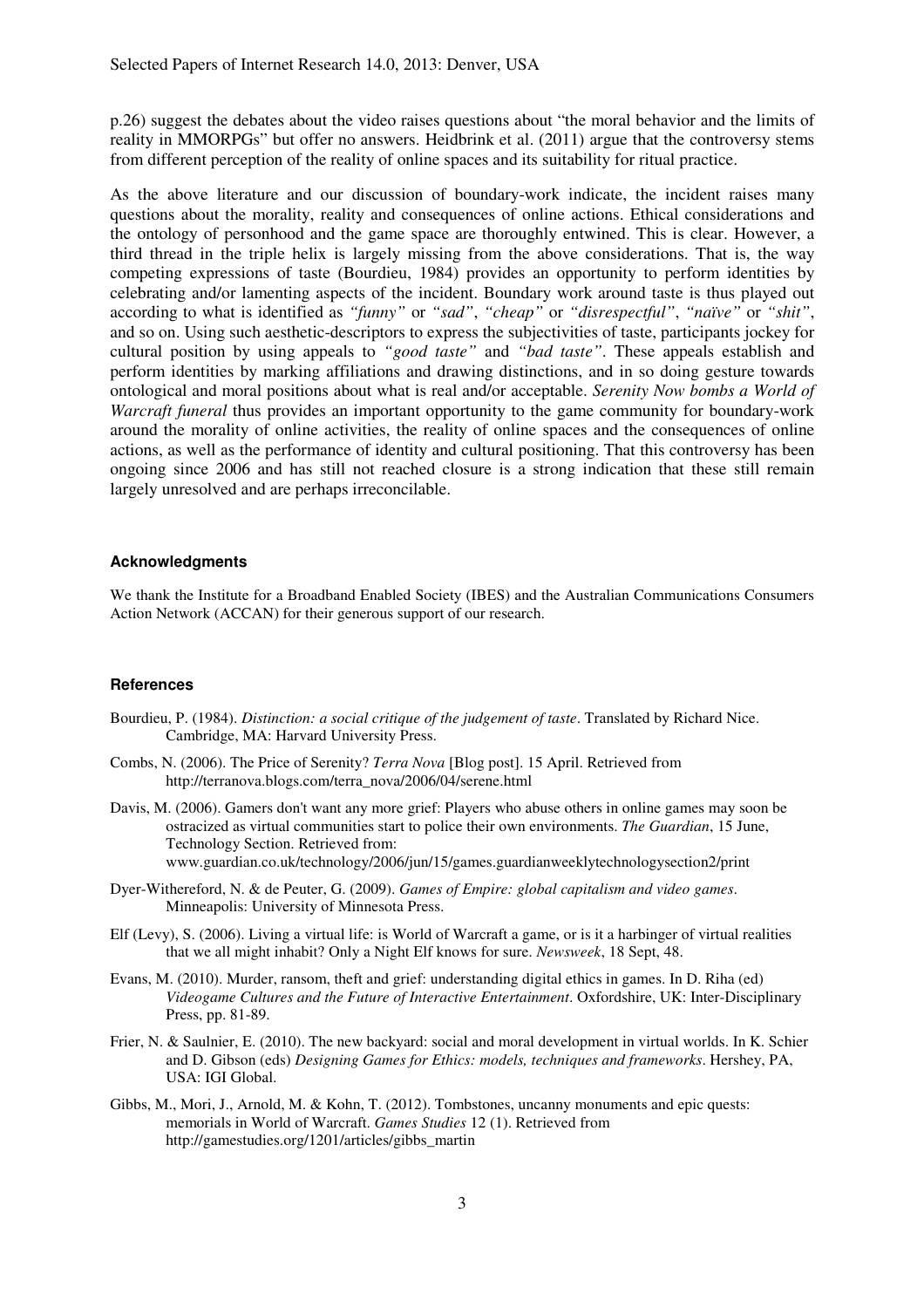p.26) suggest the debates about the video raises questions about "the moral behavior and the limits of reality in MMORPGs" but offer no answers. Heidbrink et al. (2011) argue that the controversy stems from different perception of the reality of online spaces and its suitability for ritual practice.

As the above literature and our discussion of boundary-work indicate, the incident raises many questions about the morality, reality and consequences of online actions. Ethical considerations and the ontology of personhood and the game space are thoroughly entwined. This is clear. However, a third thread in the triple helix is largely missing from the above considerations. That is, the way competing expressions of taste (Bourdieu, 1984) provides an opportunity to perform identities by celebrating and/or lamenting aspects of the incident. Boundary work around taste is thus played out according to what is identified as *"funny"* or *"sad"*, *"cheap"* or *"disrespectful"*, *"naïve"* or *"shit"*, and so on. Using such aesthetic-descriptors to express the subjectivities of taste, participants jockey for cultural position by using appeals to *"good taste"* and *"bad taste"*. These appeals establish and perform identities by marking affiliations and drawing distinctions, and in so doing gesture towards ontological and moral positions about what is real and/or acceptable. *Serenity Now bombs a World of Warcraft funeral* thus provides an important opportunity to the game community for boundary-work around the morality of online activities, the reality of online spaces and the consequences of online actions, as well as the performance of identity and cultural positioning. That this controversy has been ongoing since 2006 and has still not reached closure is a strong indication that these still remain largely unresolved and are perhaps irreconcilable.

#### Acknowledgments

We thank the Institute for a Broadband Enabled Society (IBES) and the Australian Communications Consumers Action Network (ACCAN) for their generous support of our research.

#### References

Bourdieu, P. (1984). *Distinction: a social critique of the judgement of taste*. Translated by Richard Nice. Cambridge, MA: Harvard University Press.

Combs, N. (2006). The Price of Serenity? *Terra Nova* [Blog post]. 15 April. Retrieved from http://terranova.blogs.com/terra_nova/2006/04/serene.html

Davis, M. (2006). Gamers don't want any more grief: Players who abuse others in online games may soon be ostracized as virtual communities start to police their own environments. *The Guardian*, 15 June, Technology Section. Retrieved from: www.guardian.co.uk/technology/2006/jun/15/games.guardianweeklytechnologysection2/print

Dyer-Withereford, N. & de Peuter, G. (2009). *Games of Empire: global capitalism and video games*. Minneapolis: University of Minnesota Press.

Elf (Levy), S. (2006). Living a virtual life: is World of Warcraft a game, or is it a harbinger of virtual realities that we all might inhabit? Only a Night Elf knows for sure. *Newsweek*, 18 Sept, 48.

Evans, M. (2010). Murder, ransom, theft and grief: understanding digital ethics in games. In D. Riha (ed) *Videogame Cultures and the Future of Interactive Entertainment*. Oxfordshire, UK: Inter-Disciplinary Press, pp. 81-89.

Frier, N. & Saulnier, E. (2010). The new backyard: social and moral development in virtual worlds. In K. Schier and D. Gibson (eds) *Designing Games for Ethics: models, techniques and frameworks*. Hershey, PA, USA: IGI Global.

Gibbs, M., Mori, J., Arnold, M. & Kohn, T. (2012). Tombstones, uncanny monuments and epic quests: memorials in World of Warcraft. *Games Studies* 12 (1). Retrieved from http://gamestudies.org/1201/articles/gibbs_martin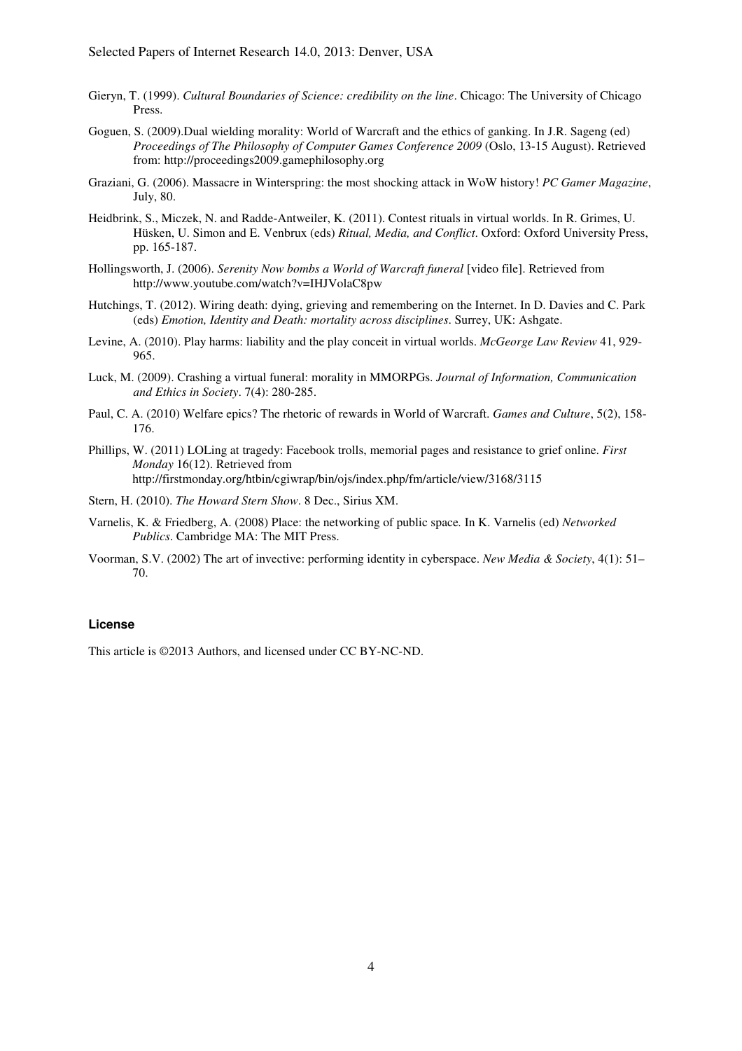Gieryn, T. (1999). *Cultural Boundaries of Science: credibility on the line*. Chicago: The University of Chicago Press.

Goguen, S. (2009).Dual wielding morality: World of Warcraft and the ethics of ganking. In J.R. Sageng (ed) *Proceedings of The Philosophy of Computer Games Conference 2009* (Oslo, 13-15 August). Retrieved from: http://proceedings2009.gamephilosophy.org

Graziani, G. (2006). Massacre in Winterspring: the most shocking attack in WoW history! *PC Gamer Magazine*, July, 80.

Heidbrink, S., Miczek, N. and Radde-Antweiler, K. (2011). Contest rituals in virtual worlds. In R. Grimes, U. Hüsken, U. Simon and E. Venbrux (eds) *Ritual, Media, and Conflict*. Oxford: Oxford University Press, pp. 165-187.

Hollingsworth, J. (2006). *Serenity Now bombs a World of Warcraft funeral* [video file]. Retrieved from http://www.youtube.com/watch?v=IHJVolaC8pw

Hutchings, T. (2012). Wiring death: dying, grieving and remembering on the Internet. In D. Davies and C. Park (eds) *Emotion, Identity and Death: mortality across disciplines*. Surrey, UK: Ashgate.

Levine, A. (2010). Play harms: liability and the play conceit in virtual worlds. *McGeorge Law Review* 41, 929-965.

Luck, M. (2009). Crashing a virtual funeral: morality in MMORPGs. *Journal of Information, Communication and Ethics in Society*. 7(4): 280-285.

Paul, C. A. (2010) Welfare epics? The rhetoric of rewards in World of Warcraft. *Games and Culture*, 5(2), 158-176.

Phillips, W. (2011) LOLing at tragedy: Facebook trolls, memorial pages and resistance to grief online. *First Monday* 16(12). Retrieved from http://firstmonday.org/htbin/cgiwrap/bin/ojs/index.php/fm/article/view/3168/3115

Stern, H. (2010). *The Howard Stern Show*. 8 Dec., Sirius XM.

Varnelis, K. & Friedberg, A. (2008) Place: the networking of public space. In K. Varnelis (ed) *Networked Publics*. Cambridge MA: The MIT Press.

Voorman, S.V. (2002) The art of invective: performing identity in cyberspace. *New Media & Society*, 4(1): 51–70.

### License

This article is ©2013 Authors, and licensed under CC BY-NC-ND.